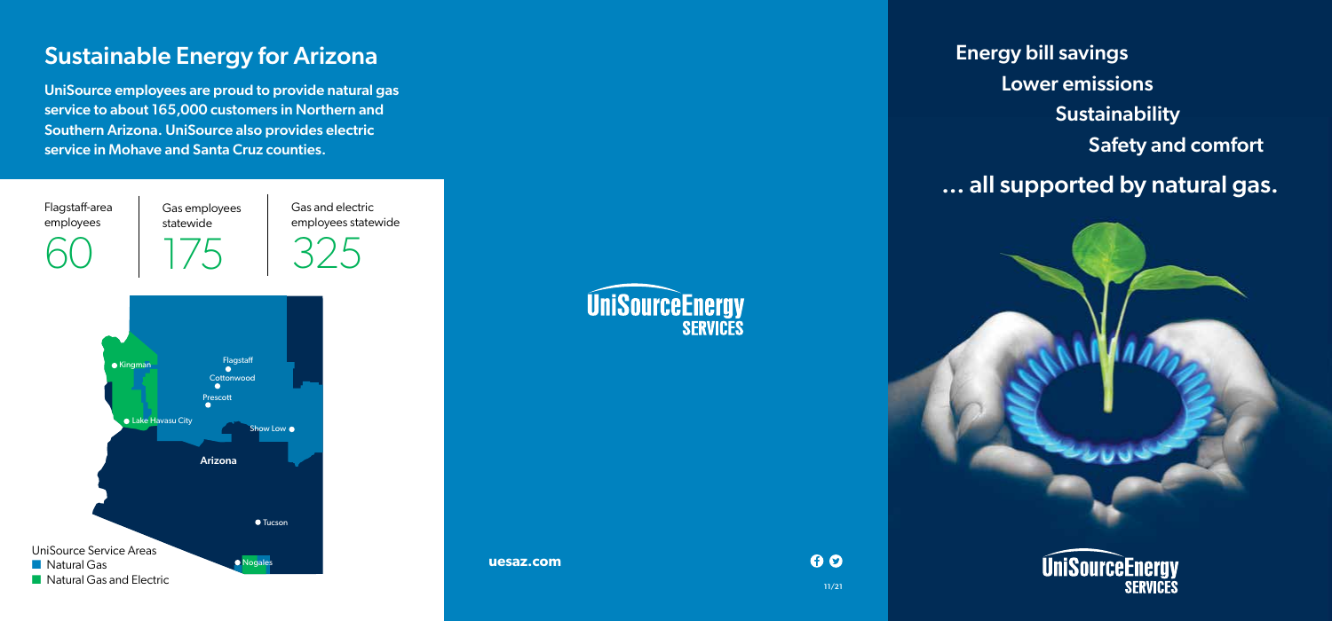## Sustainable Energy for Arizona

**UniSource employees are proud to provide natural gas service to about 165,000 customers in Northern and Southern Arizona. UniSource also provides electric service in Mohave and Santa Cruz counties.**

| Flagstaff-area employees | Gas employees statewide | Gas and electric employees statewide |
|---|---|---|
| 60 | 175 | 325 |

Kingman
Flagstaff
Cottonwood
Prescott
Lake Havasu City
Show Low
Arizona
Tucson
Nogales

UniSource Service Areas
- Natural Gas
- Natural Gas and Electric

UniSourceEnergy SERVICES

**uesaz.com**

11/21

**Energy bill savings**
**Lower emissions**
**Sustainability**
**Safety and comfort**

## … all supported by natural gas.

UniSourceEnergy SERVICES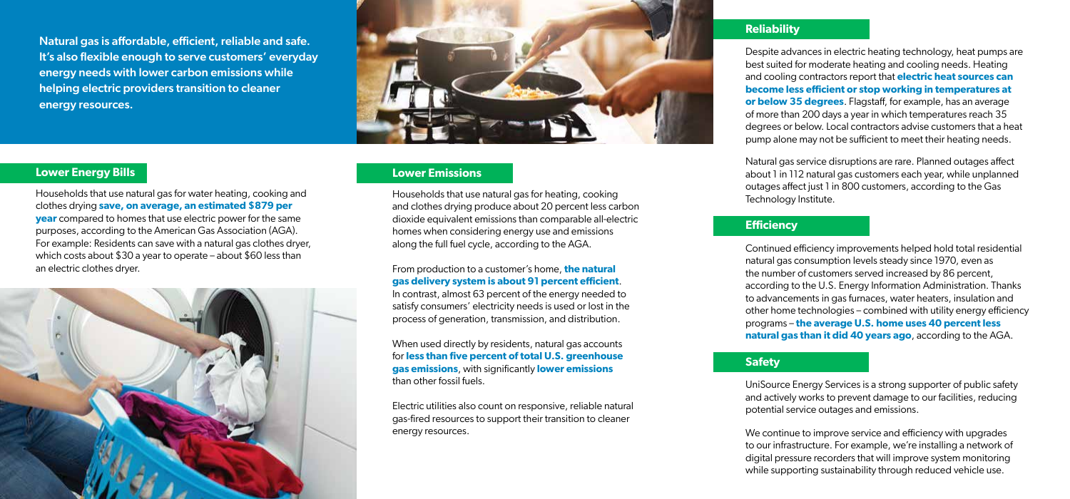Natural gas is affordable, efficient, reliable and safe. It's also flexible enough to serve customers' everyday energy needs with lower carbon emissions while helping electric providers transition to cleaner energy resources.

## Lower Energy Bills

Households that use natural gas for water heating, cooking and clothes drying **save, on average, an estimated $879 per year** compared to homes that use electric power for the same purposes, according to the American Gas Association (AGA). For example: Residents can save with a natural gas clothes dryer, which costs about $30 a year to operate – about $60 less than an electric clothes dryer.

## Lower Emissions

Households that use natural gas for heating, cooking and clothes drying produce about 20 percent less carbon dioxide equivalent emissions than comparable all-electric homes when considering energy use and emissions along the full fuel cycle, according to the AGA.

From production to a customer's home, **the natural gas delivery system is about 91 percent efficient**. In contrast, almost 63 percent of the energy needed to satisfy consumers' electricity needs is used or lost in the process of generation, transmission, and distribution.

When used directly by residents, natural gas accounts for **less than five percent of total U.S. greenhouse gas emissions**, with significantly **lower emissions** than other fossil fuels.

Electric utilities also count on responsive, reliable natural gas-fired resources to support their transition to cleaner energy resources.

## Reliability

Despite advances in electric heating technology, heat pumps are best suited for moderate heating and cooling needs. Heating and cooling contractors report that **electric heat sources can become less efficient or stop working in temperatures at or below 35 degrees**. Flagstaff, for example, has an average of more than 200 days a year in which temperatures reach 35 degrees or below. Local contractors advise customers that a heat pump alone may not be sufficient to meet their heating needs.

Natural gas service disruptions are rare. Planned outages affect about 1 in 112 natural gas customers each year, while unplanned outages affect just 1 in 800 customers, according to the Gas Technology Institute.

## Efficiency

Continued efficiency improvements helped hold total residential natural gas consumption levels steady since 1970, even as the number of customers served increased by 86 percent, according to the U.S. Energy Information Administration. Thanks to advancements in gas furnaces, water heaters, insulation and other home technologies – combined with utility energy efficiency programs – **the average U.S. home uses 40 percent less natural gas than it did 40 years ago**, according to the AGA.

## Safety

UniSource Energy Services is a strong supporter of public safety and actively works to prevent damage to our facilities, reducing potential service outages and emissions.

We continue to improve service and efficiency with upgrades to our infrastructure. For example, we're installing a network of digital pressure recorders that will improve system monitoring while supporting sustainability through reduced vehicle use.